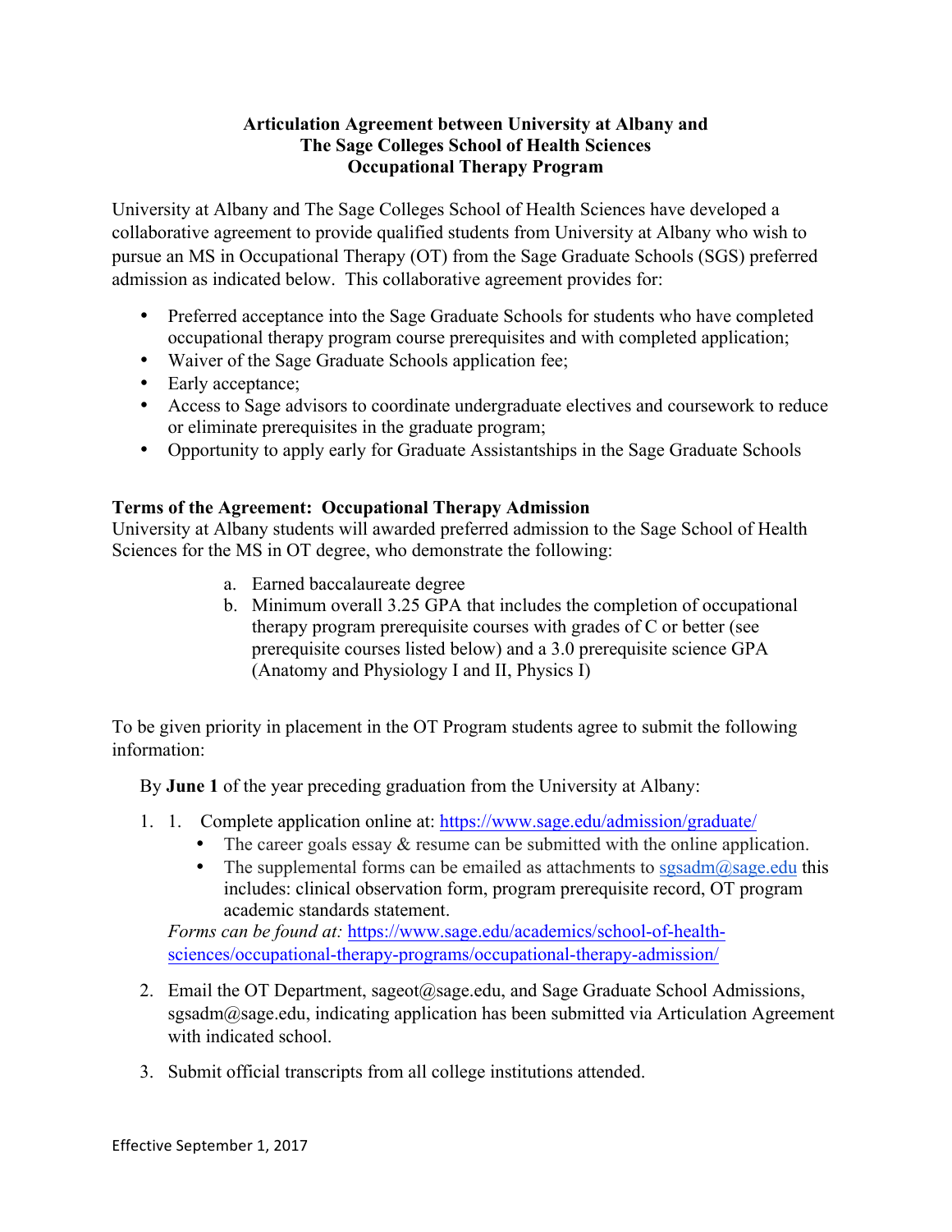**Articulation Agreement between University at Albany and**
**The Sage Colleges School of Health Sciences**
**Occupational Therapy Program**

University at Albany and The Sage Colleges School of Health Sciences have developed a collaborative agreement to provide qualified students from University at Albany who wish to pursue an MS in Occupational Therapy (OT) from the Sage Graduate Schools (SGS) preferred admission as indicated below. This collaborative agreement provides for:

- Preferred acceptance into the Sage Graduate Schools for students who have completed occupational therapy program course prerequisites and with completed application;
- Waiver of the Sage Graduate Schools application fee;
- Early acceptance;
- Access to Sage advisors to coordinate undergraduate electives and coursework to reduce or eliminate prerequisites in the graduate program;
- Opportunity to apply early for Graduate Assistantships in the Sage Graduate Schools

**Terms of the Agreement: Occupational Therapy Admission**
University at Albany students will awarded preferred admission to the Sage School of Health Sciences for the MS in OT degree, who demonstrate the following:

a. Earned baccalaureate degree
b. Minimum overall 3.25 GPA that includes the completion of occupational therapy program prerequisite courses with grades of C or better (see prerequisite courses listed below) and a 3.0 prerequisite science GPA (Anatomy and Physiology I and II, Physics I)

To be given priority in placement in the OT Program students agree to submit the following information:

By **June 1** of the year preceding graduation from the University at Albany:

1. 1. Complete application online at: [https://www.sage.edu/admission/graduate/](https://www.sage.edu/admission/graduate/)
    - The career goals essay & resume can be submitted with the online application.
    - The supplemental forms can be emailed as attachments to [sgsadm@sage.edu](mailto:sgsadm@sage.edu) this includes: clinical observation form, program prerequisite record, OT program academic standards statement.

   *Forms can be found at:* [https://www.sage.edu/academics/school-of-health-sciences/occupational-therapy-programs/occupational-therapy-admission/](https://www.sage.edu/academics/school-of-health-sciences/occupational-therapy-programs/occupational-therapy-admission/)

2. Email the OT Department, sageot@sage.edu, and Sage Graduate School Admissions, sgsadm@sage.edu, indicating application has been submitted via Articulation Agreement with indicated school.

3. Submit official transcripts from all college institutions attended.

Effective September 1, 2017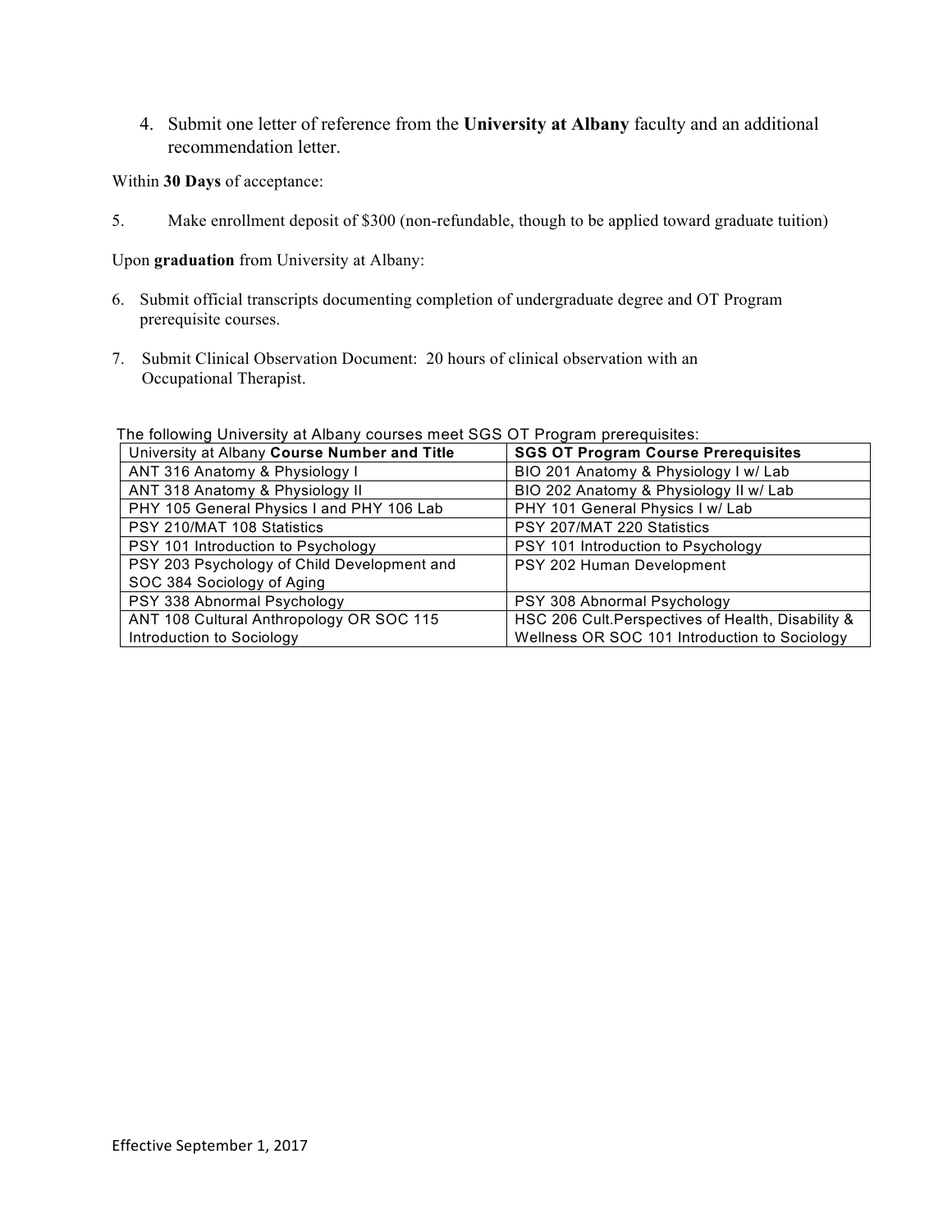4. Submit one letter of reference from the **University at Albany** faculty and an additional recommendation letter.

Within **30 Days** of acceptance:

5. Make enrollment deposit of $300 (non-refundable, though to be applied toward graduate tuition)

Upon **graduation** from University at Albany:

6. Submit official transcripts documenting completion of undergraduate degree and OT Program prerequisite courses.

7. Submit Clinical Observation Document: 20 hours of clinical observation with an Occupational Therapist.

The following University at Albany courses meet SGS OT Program prerequisites:

| University at Albany **Course Number and Title** | **SGS OT Program Course Prerequisites** |
|---|---|
| ANT 316 Anatomy & Physiology I | BIO 201 Anatomy & Physiology I w/ Lab |
| ANT 318 Anatomy & Physiology II | BIO 202 Anatomy & Physiology II w/ Lab |
| PHY 105 General Physics I and PHY 106 Lab | PHY 101 General Physics I w/ Lab |
| PSY 210/MAT 108 Statistics | PSY 207/MAT 220 Statistics |
| PSY 101 Introduction to Psychology | PSY 101 Introduction to Psychology |
| PSY 203 Psychology of Child Development and SOC 384 Sociology of Aging | PSY 202 Human Development |
| PSY 338 Abnormal Psychology | PSY 308 Abnormal Psychology |
| ANT 108 Cultural Anthropology OR SOC 115 Introduction to Sociology | HSC 206 Cult.Perspectives of Health, Disability & Wellness OR SOC 101 Introduction to Sociology |

Effective September 1, 2017